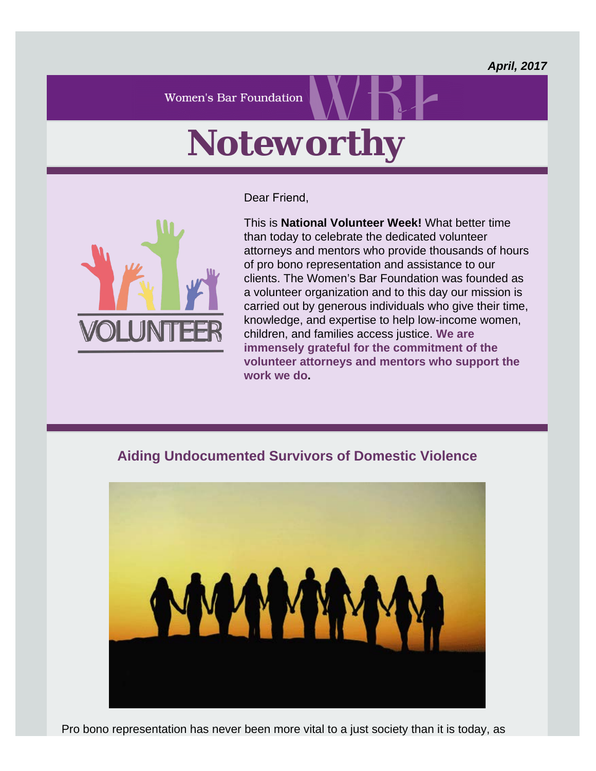***April, 2017***

Women's Bar Foundation

# Noteworthy

Dear Friend,

This is **National Volunteer Week!** What better time than today to celebrate the dedicated volunteer attorneys and mentors who provide thousands of hours of pro bono representation and assistance to our clients. The Women's Bar Foundation was founded as a volunteer organization and to this day our mission is carried out by generous individuals who give their time, knowledge, and expertise to help low-income women, children, and families access justice. **We are immensely grateful for the commitment of the volunteer attorneys and mentors who support the work we do.**

## Aiding Undocumented Survivors of Domestic Violence

Pro bono representation has never been more vital to a just society than it is today, as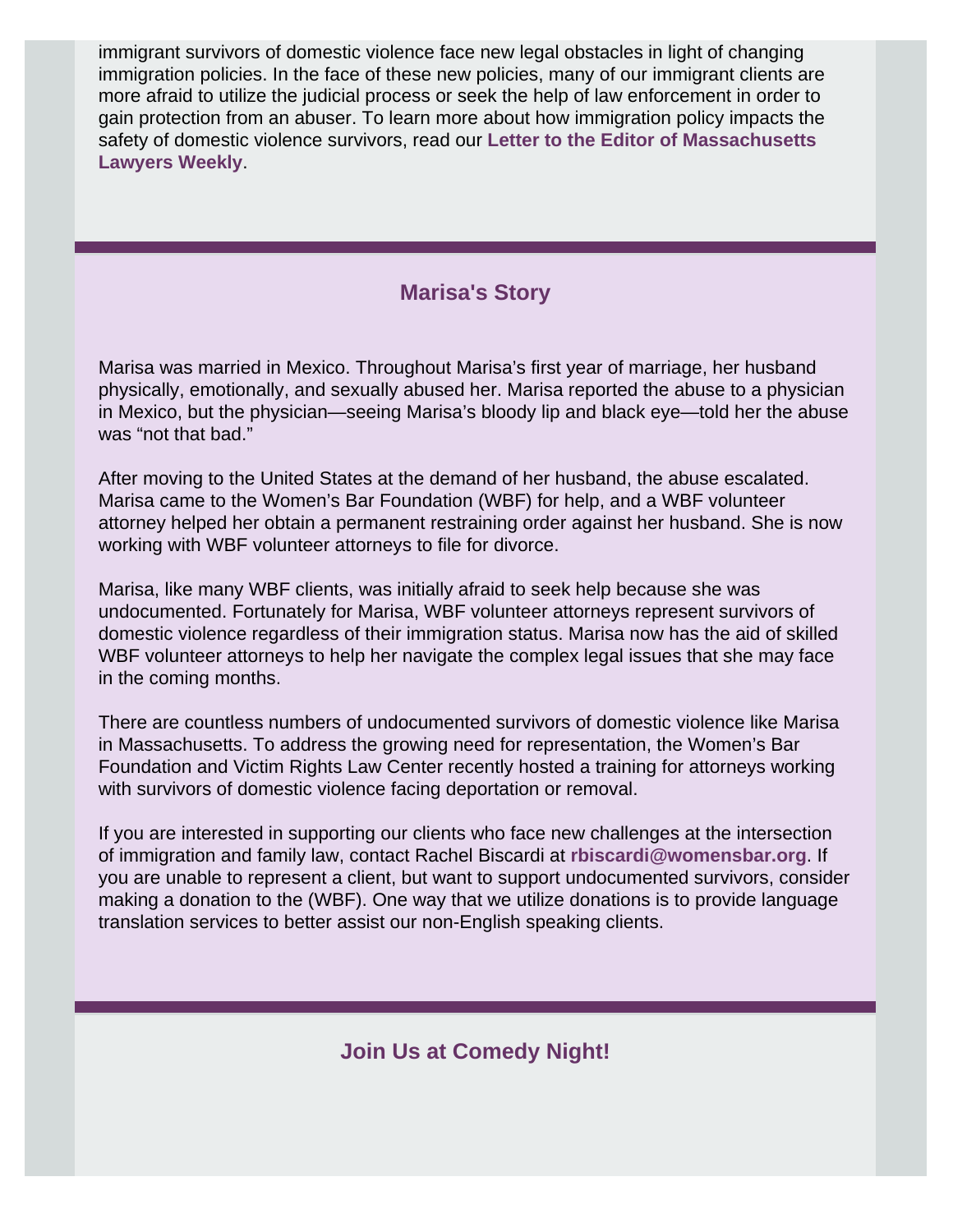immigrant survivors of domestic violence face new legal obstacles in light of changing immigration policies. In the face of these new policies, many of our immigrant clients are more afraid to utilize the judicial process or seek the help of law enforcement in order to gain protection from an abuser. To learn more about how immigration policy impacts the safety of domestic violence survivors, read our **Letter to the Editor of Massachusetts Lawyers Weekly**.

## Marisa's Story

Marisa was married in Mexico. Throughout Marisa's first year of marriage, her husband physically, emotionally, and sexually abused her. Marisa reported the abuse to a physician in Mexico, but the physician—seeing Marisa's bloody lip and black eye—told her the abuse was "not that bad."

After moving to the United States at the demand of her husband, the abuse escalated. Marisa came to the Women's Bar Foundation (WBF) for help, and a WBF volunteer attorney helped her obtain a permanent restraining order against her husband. She is now working with WBF volunteer attorneys to file for divorce.

Marisa, like many WBF clients, was initially afraid to seek help because she was undocumented. Fortunately for Marisa, WBF volunteer attorneys represent survivors of domestic violence regardless of their immigration status. Marisa now has the aid of skilled WBF volunteer attorneys to help her navigate the complex legal issues that she may face in the coming months.

There are countless numbers of undocumented survivors of domestic violence like Marisa in Massachusetts. To address the growing need for representation, the Women's Bar Foundation and Victim Rights Law Center recently hosted a training for attorneys working with survivors of domestic violence facing deportation or removal.

If you are interested in supporting our clients who face new challenges at the intersection of immigration and family law, contact Rachel Biscardi at **rbiscardi@womensbar.org**. If you are unable to represent a client, but want to support undocumented survivors, consider making a donation to the (WBF). One way that we utilize donations is to provide language translation services to better assist our non-English speaking clients.

## Join Us at Comedy Night!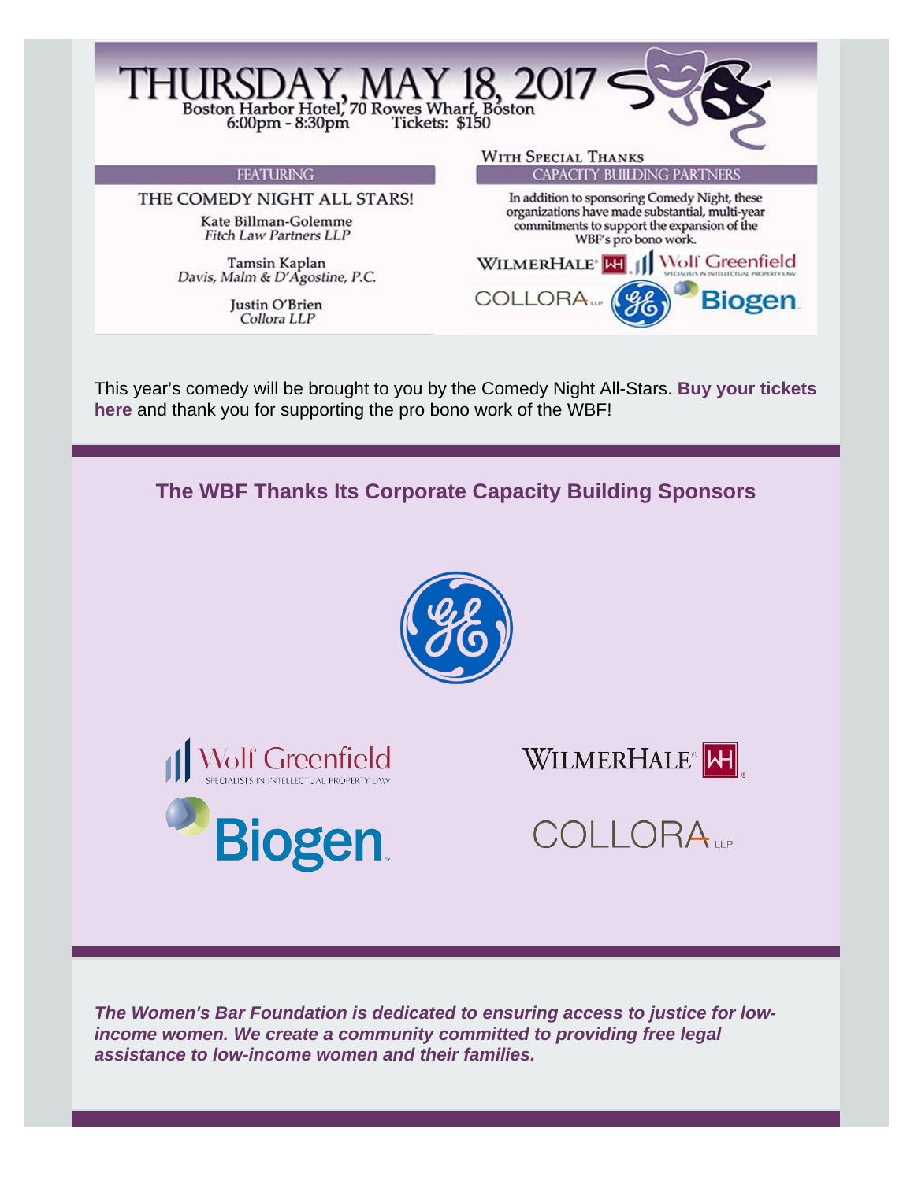# THURSDAY, MAY 18, 2017

Boston Harbor Hotel, 70 Rowes Wharf, Boston
6:00pm - 8:30pm Tickets: $150

## FEATURING

THE COMEDY NIGHT ALL STARS!

Kate Billman-Golemme
*Fitch Law Partners LLP*

Tamsin Kaplan
*Davis, Malm & D'Agostine, P.C.*

Justin O'Brien
*Collora LLP*

## WITH SPECIAL THANKS

### CAPACITY BUILDING PARTNERS

In addition to sponsoring Comedy Night, these organizations have made substantial, multi-year commitments to support the expansion of the WBF's pro bono work.

WILMERHALE · Wolf Greenfield · COLLORA LLP · GE · Biogen

This year's comedy will be brought to you by the Comedy Night All-Stars. **Buy your tickets here** and thank you for supporting the pro bono work of the WBF!

## The WBF Thanks Its Corporate Capacity Building Sponsors

GE

Wolf Greenfield — Specialists in Intellectual Property Law

WILMERHALE

Biogen

COLLORA LLP

***The Women's Bar Foundation is dedicated to ensuring access to justice for low-income women. We create a community committed to providing free legal assistance to low-income women and their families.***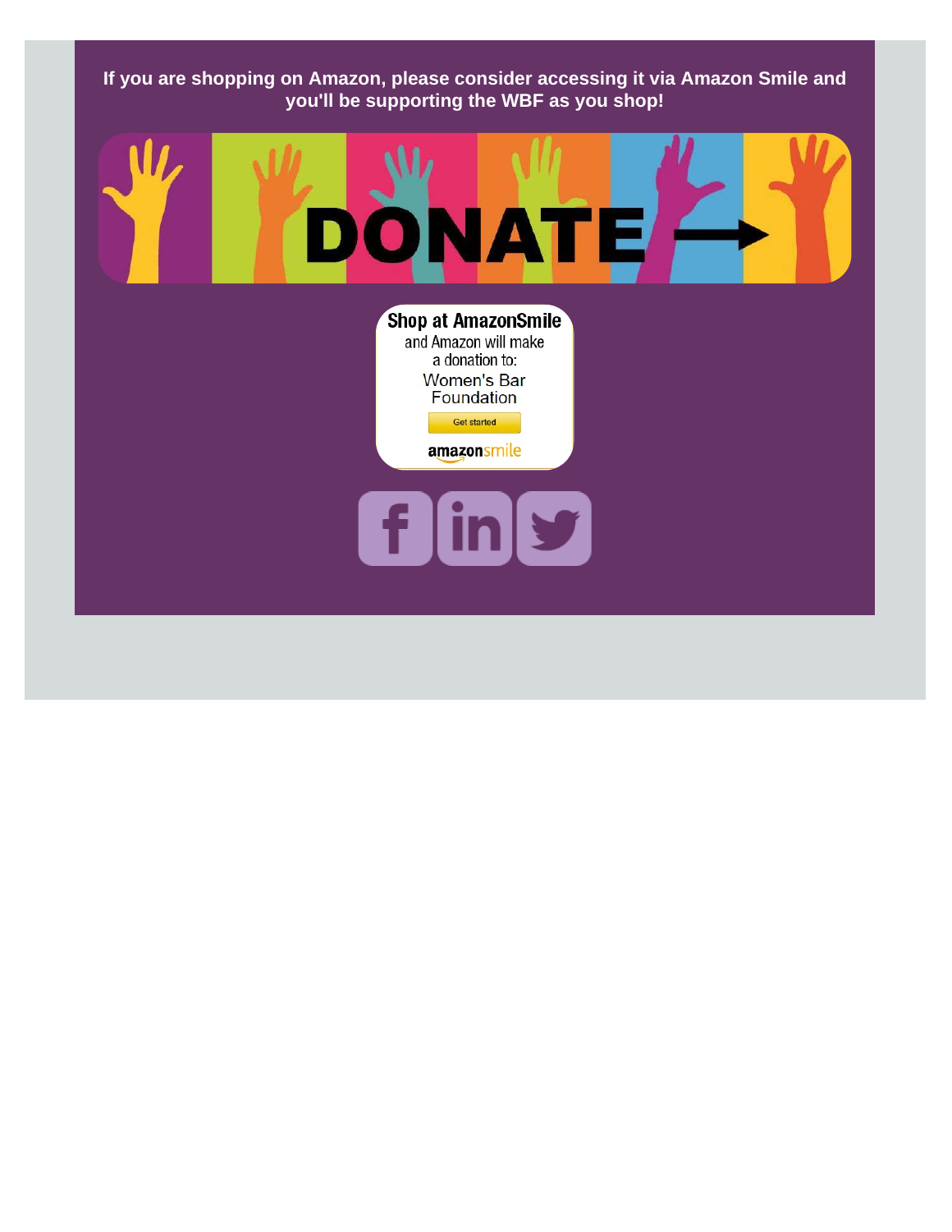**If you are shopping on Amazon, please consider accessing it via Amazon Smile and you'll be supporting the WBF as you shop!**

DONATE

Shop at AmazonSmile
and Amazon will make
a donation to:
Women's Bar
Foundation

Get started

amazonsmile